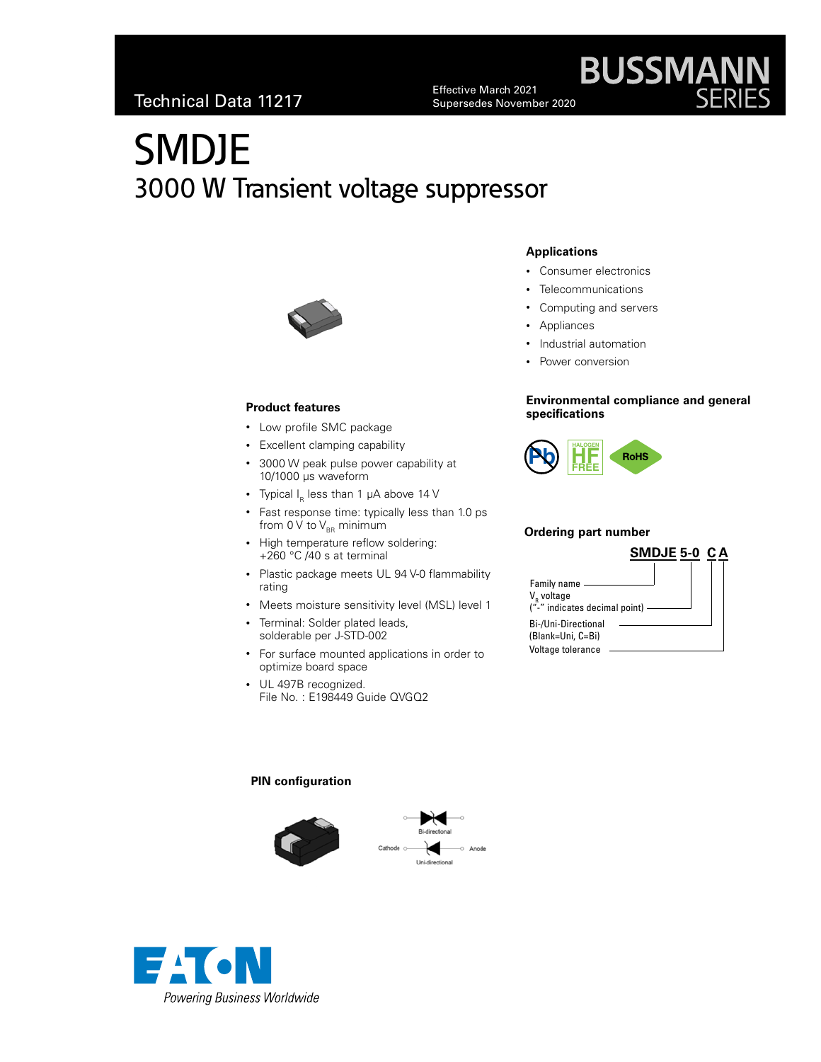Technical Data 11217

Effective March 2021
Supersedes November 2020

# SMDJE

## 3000 W Transient voltage suppressor

### Applications

- Consumer electronics
- Telecommunications
- Computing and servers
- Appliances
- Industrial automation
- Power conversion

### Product features

- Low profile SMC package
- Excellent clamping capability
- 3000 W peak pulse power capability at 10/1000 µs waveform
- Typical $I_R$ less than 1 µA above 14 V
- Fast response time: typically less than 1.0 ps from 0 V to $V_{BR}$ minimum
- High temperature reflow soldering: +260 °C /40 s at terminal
- Plastic package meets UL 94 V-0 flammability rating
- Meets moisture sensitivity level (MSL) level 1
- Terminal: Solder plated leads, solderable per J-STD-002
- For surface mounted applications in order to optimize board space
- UL 497B recognized. File No. : E198449 Guide QVGQ2

### Environmental compliance and general specifications

Pb · HALOGEN HF FREE · RoHS

### Ordering part number

**SMDJE 5-0 C A**

- Family name (SMDJE)
- $V_R$ voltage ("-" indicates decimal point) (5-0)
- Bi-/Uni-Directional (Blank=Uni, C=Bi) (C)
- Voltage tolerance (A)

### PIN configuration

Bi-directional

Cathode — Anode

Uni-directional

Powering Business Worldwide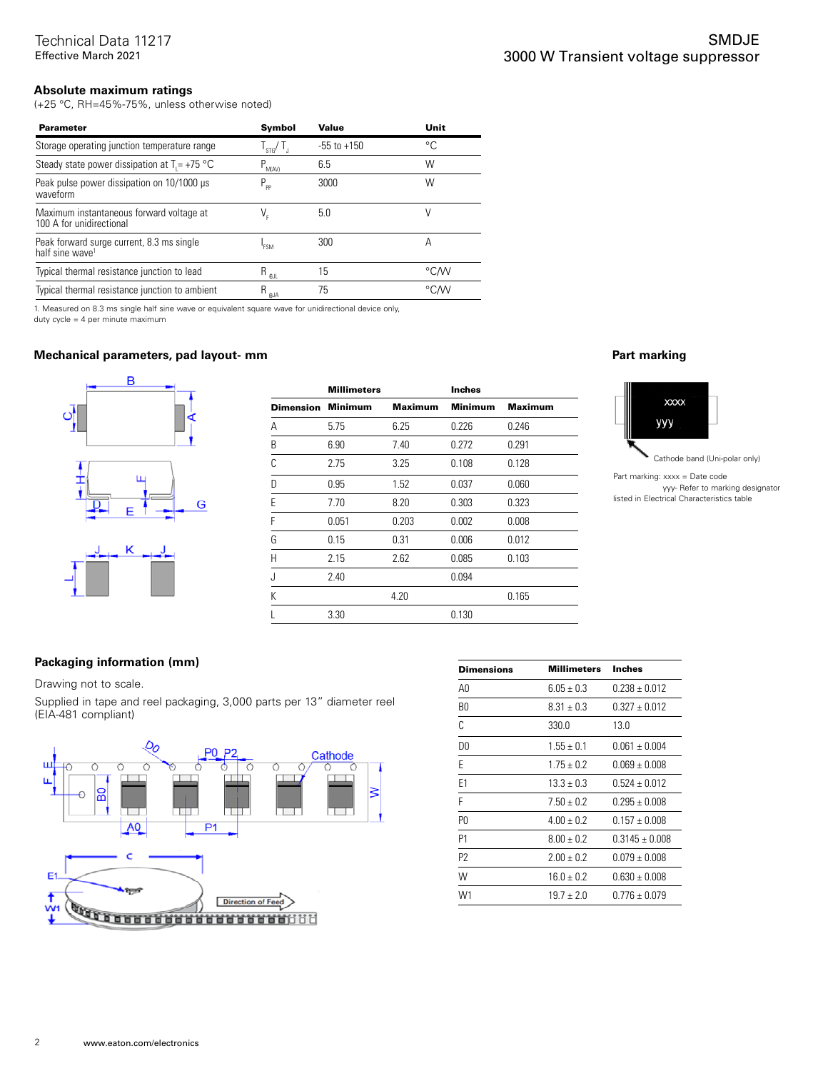## Absolute maximum ratings

(+25 °C, RH=45%-75%, unless otherwise noted)

| Parameter | Symbol | Value | Unit |
|---|---|---|---|
| Storage operating junction temperature range | $T_{STG}$/ $T_J$ | -55 to +150 | °C |
| Steady state power dissipation at $T_L$= +75 °C | $P_{M(AV)}$ | 6.5 | W |
| Peak pulse power dissipation on 10/1000 µs waveform | $P_{PP}$ | 3000 | W |
| Maximum instantaneous forward voltage at 100 A for unidirectional | $V_F$ | 5.0 | V |
| Peak forward surge current, 8.3 ms single half sine wave[1] | $I_{FSM}$ | 300 | A |
| Typical thermal resistance junction to lead | $R_{θJL}$ | 15 | °C/W |
| Typical thermal resistance junction to ambient | $R_{θJA}$ | 75 | °C/W |

1. Measured on 8.3 ms single half sine wave or equivalent square wave for unidirectional device only, duty cycle = 4 per minute maximum

## Mechanical parameters, pad layout- mm

| | Millimeters | | Inches | |
|---|---|---|---|---|
| Dimension | Minimum | Maximum | Minimum | Maximum |
| A | 5.75 | 6.25 | 0.226 | 0.246 |
| B | 6.90 | 7.40 | 0.272 | 0.291 |
| C | 2.75 | 3.25 | 0.108 | 0.128 |
| D | 0.95 | 1.52 | 0.037 | 0.060 |
| E | 7.70 | 8.20 | 0.303 | 0.323 |
| F | 0.051 | 0.203 | 0.002 | 0.008 |
| G | 0.15 | 0.31 | 0.006 | 0.012 |
| H | 2.15 | 2.62 | 0.085 | 0.103 |
| J | 2.40 | | 0.094 | |
| K | | 4.20 | | 0.165 |
| L | 3.30 | | 0.130 | |

## Part marking

Cathode band (Uni-polar only)

Part marking: xxxx = Date code
yyy- Refer to marking designator listed in Electrical Characteristics table

## Packaging information (mm)

Drawing not to scale.

Supplied in tape and reel packaging, 3,000 parts per 13" diameter reel (EIA-481 compliant)

| Dimensions | Millimeters | Inches |
|---|---|---|
| A0 | 6.05 ± 0.3 | 0.238 ± 0.012 |
| B0 | 8.31 ± 0.3 | 0.327 ± 0.012 |
| C | 330.0 | 13.0 |
| D0 | 1.55 ± 0.1 | 0.061 ± 0.004 |
| E | 1.75 ± 0.2 | 0.069 ± 0.008 |
| E1 | 13.3 ± 0.3 | 0.524 ± 0.012 |
| F | 7.50 ± 0.2 | 0.295 ± 0.008 |
| P0 | 4.00 ± 0.2 | 0.157 ± 0.008 |
| P1 | 8.00 ± 0.2 | 0.3145 ± 0.008 |
| P2 | 2.00 ± 0.2 | 0.079 ± 0.008 |
| W | 16.0 ± 0.2 | 0.630 ± 0.008 |
| W1 | 19.7 ± 2.0 | 0.776 ± 0.079 |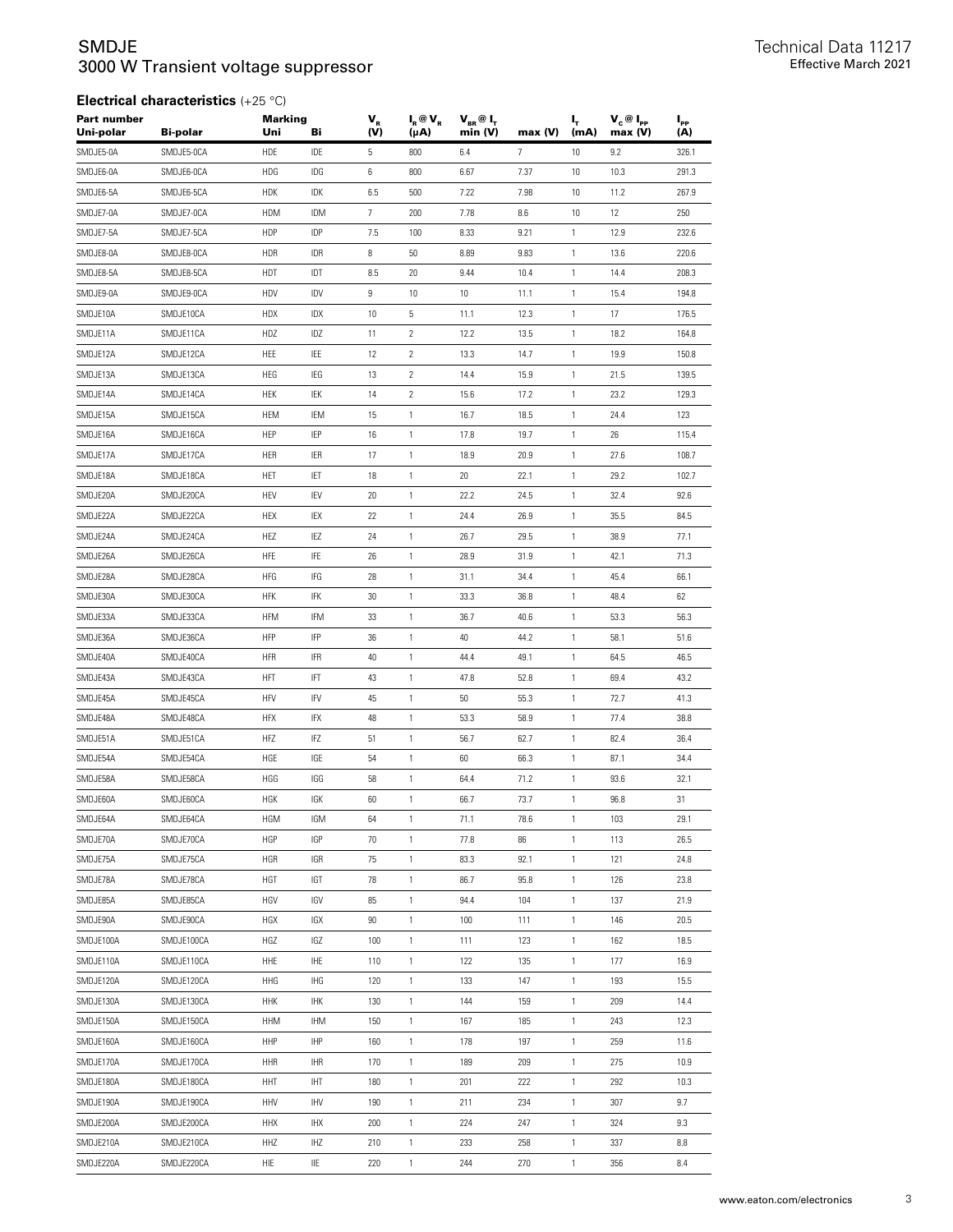## Electrical characteristics (+25 °C)

| Part number Uni-polar | Bi-polar | Marking Uni | Bi | $V_R$ (V) | $I_R @ V_R$ (µA) | $V_{BR} @ I_T$ min (V) | max (V) | $I_T$ (mA) | $V_C @ I_{PP}$ max (V) | $I_{PP}$ (A) |
|---|---|---|---|---|---|---|---|---|---|---|
| SMDJE5-0A | SMDJE5-0CA | HDE | IDE | 5 | 800 | 6.4 | 7 | 10 | 9.2 | 326.1 |
| SMDJE6-0A | SMDJE6-0CA | HDG | IDG | 6 | 800 | 6.67 | 7.37 | 10 | 10.3 | 291.3 |
| SMDJE6-5A | SMDJE6-5CA | HDK | IDK | 6.5 | 500 | 7.22 | 7.98 | 10 | 11.2 | 267.9 |
| SMDJE7-0A | SMDJE7-0CA | HDM | IDM | 7 | 200 | 7.78 | 8.6 | 10 | 12 | 250 |
| SMDJE7-5A | SMDJE7-5CA | HDP | IDP | 7.5 | 100 | 8.33 | 9.21 | 1 | 12.9 | 232.6 |
| SMDJE8-0A | SMDJE8-0CA | HDR | IDR | 8 | 50 | 8.89 | 9.83 | 1 | 13.6 | 220.6 |
| SMDJE8-5A | SMDJE8-5CA | HDT | IDT | 8.5 | 20 | 9.44 | 10.4 | 1 | 14.4 | 208.3 |
| SMDJE9-0A | SMDJE9-0CA | HDV | IDV | 9 | 10 | 10 | 11.1 | 1 | 15.4 | 194.8 |
| SMDJE10A | SMDJE10CA | HDX | IDX | 10 | 5 | 11.1 | 12.3 | 1 | 17 | 176.5 |
| SMDJE11A | SMDJE11CA | HDZ | IDZ | 11 | 2 | 12.2 | 13.5 | 1 | 18.2 | 164.8 |
| SMDJE12A | SMDJE12CA | HEE | IEE | 12 | 2 | 13.3 | 14.7 | 1 | 19.9 | 150.8 |
| SMDJE13A | SMDJE13CA | HEG | IEG | 13 | 2 | 14.4 | 15.9 | 1 | 21.5 | 139.5 |
| SMDJE14A | SMDJE14CA | HEK | IEK | 14 | 2 | 15.6 | 17.2 | 1 | 23.2 | 129.3 |
| SMDJE15A | SMDJE15CA | HEM | IEM | 15 | 1 | 16.7 | 18.5 | 1 | 24.4 | 123 |
| SMDJE16A | SMDJE16CA | HEP | IEP | 16 | 1 | 17.8 | 19.7 | 1 | 26 | 115.4 |
| SMDJE17A | SMDJE17CA | HER | IER | 17 | 1 | 18.9 | 20.9 | 1 | 27.6 | 108.7 |
| SMDJE18A | SMDJE18CA | HET | IET | 18 | 1 | 20 | 22.1 | 1 | 29.2 | 102.7 |
| SMDJE20A | SMDJE20CA | HEV | IEV | 20 | 1 | 22.2 | 24.5 | 1 | 32.4 | 92.6 |
| SMDJE22A | SMDJE22CA | HEX | IEX | 22 | 1 | 24.4 | 26.9 | 1 | 35.5 | 84.5 |
| SMDJE24A | SMDJE24CA | HEZ | IEZ | 24 | 1 | 26.7 | 29.5 | 1 | 38.9 | 77.1 |
| SMDJE26A | SMDJE26CA | HFE | IFE | 26 | 1 | 28.9 | 31.9 | 1 | 42.1 | 71.3 |
| SMDJE28A | SMDJE28CA | HFG | IFG | 28 | 1 | 31.1 | 34.4 | 1 | 45.4 | 66.1 |
| SMDJE30A | SMDJE30CA | HFK | IFK | 30 | 1 | 33.3 | 36.8 | 1 | 48.4 | 62 |
| SMDJE33A | SMDJE33CA | HFM | IFM | 33 | 1 | 36.7 | 40.6 | 1 | 53.3 | 56.3 |
| SMDJE36A | SMDJE36CA | HFP | IFP | 36 | 1 | 40 | 44.2 | 1 | 58.1 | 51.6 |
| SMDJE40A | SMDJE40CA | HFR | IFR | 40 | 1 | 44.4 | 49.1 | 1 | 64.5 | 46.5 |
| SMDJE43A | SMDJE43CA | HFT | IFT | 43 | 1 | 47.8 | 52.8 | 1 | 69.4 | 43.2 |
| SMDJE45A | SMDJE45CA | HFV | IFV | 45 | 1 | 50 | 55.3 | 1 | 72.7 | 41.3 |
| SMDJE48A | SMDJE48CA | HFX | IFX | 48 | 1 | 53.3 | 58.9 | 1 | 77.4 | 38.8 |
| SMDJE51A | SMDJE51CA | HFZ | IFZ | 51 | 1 | 56.7 | 62.7 | 1 | 82.4 | 36.4 |
| SMDJE54A | SMDJE54CA | HGE | IGE | 54 | 1 | 60 | 66.3 | 1 | 87.1 | 34.4 |
| SMDJE58A | SMDJE58CA | HGG | IGG | 58 | 1 | 64.4 | 71.2 | 1 | 93.6 | 32.1 |
| SMDJE60A | SMDJE60CA | HGK | IGK | 60 | 1 | 66.7 | 73.7 | 1 | 96.8 | 31 |
| SMDJE64A | SMDJE64CA | HGM | IGM | 64 | 1 | 71.1 | 78.6 | 1 | 103 | 29.1 |
| SMDJE70A | SMDJE70CA | HGP | IGP | 70 | 1 | 77.8 | 86 | 1 | 113 | 26.5 |
| SMDJE75A | SMDJE75CA | HGR | IGR | 75 | 1 | 83.3 | 92.1 | 1 | 121 | 24.8 |
| SMDJE78A | SMDJE78CA | HGT | IGT | 78 | 1 | 86.7 | 95.8 | 1 | 126 | 23.8 |
| SMDJE85A | SMDJE85CA | HGV | IGV | 85 | 1 | 94.4 | 104 | 1 | 137 | 21.9 |
| SMDJE90A | SMDJE90CA | HGX | IGX | 90 | 1 | 100 | 111 | 1 | 146 | 20.5 |
| SMDJE100A | SMDJE100CA | HGZ | IGZ | 100 | 1 | 111 | 123 | 1 | 162 | 18.5 |
| SMDJE110A | SMDJE110CA | HHE | IHE | 110 | 1 | 122 | 135 | 1 | 177 | 16.9 |
| SMDJE120A | SMDJE120CA | HHG | IHG | 120 | 1 | 133 | 147 | 1 | 193 | 15.5 |
| SMDJE130A | SMDJE130CA | HHK | IHK | 130 | 1 | 144 | 159 | 1 | 209 | 14.4 |
| SMDJE150A | SMDJE150CA | HHM | IHM | 150 | 1 | 167 | 185 | 1 | 243 | 12.3 |
| SMDJE160A | SMDJE160CA | HHP | IHP | 160 | 1 | 178 | 197 | 1 | 259 | 11.6 |
| SMDJE170A | SMDJE170CA | HHR | IHR | 170 | 1 | 189 | 209 | 1 | 275 | 10.9 |
| SMDJE180A | SMDJE180CA | HHT | IHT | 180 | 1 | 201 | 222 | 1 | 292 | 10.3 |
| SMDJE190A | SMDJE190CA | HHV | IHV | 190 | 1 | 211 | 234 | 1 | 307 | 9.7 |
| SMDJE200A | SMDJE200CA | HHX | IHX | 200 | 1 | 224 | 247 | 1 | 324 | 9.3 |
| SMDJE210A | SMDJE210CA | HHZ | IHZ | 210 | 1 | 233 | 258 | 1 | 337 | 8.8 |
| SMDJE220A | SMDJE220CA | HIE | IIE | 220 | 1 | 244 | 270 | 1 | 356 | 8.4 |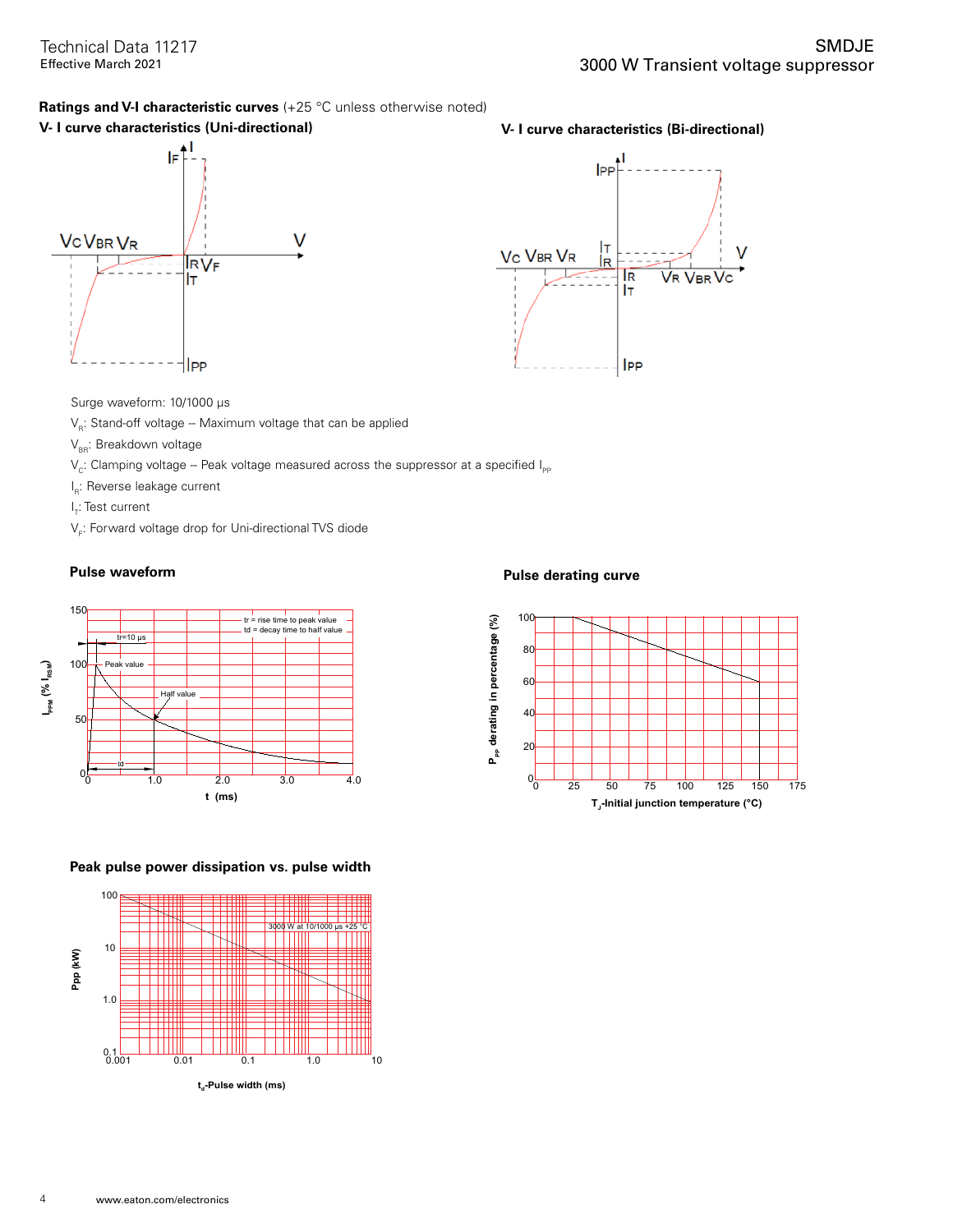## Ratings and V-I characteristic curves (+25 °C unless otherwise noted)

### V- I curve characteristics (Uni-directional)

### V- I curve characteristics (Bi-directional)

Surge waveform: 10/1000 μs

$V_R$: Stand-off voltage -- Maximum voltage that can be applied

$V_{BR}$: Breakdown voltage

$V_C$: Clamping voltage -- Peak voltage measured across the suppressor at a specified $I_{PP}$

$I_R$: Reverse leakage current

$I_T$: Test current

$V_F$: Forward voltage drop for Uni-directional TVS diode

### Pulse waveform

### Pulse derating curve

### Peak pulse power dissipation vs. pulse width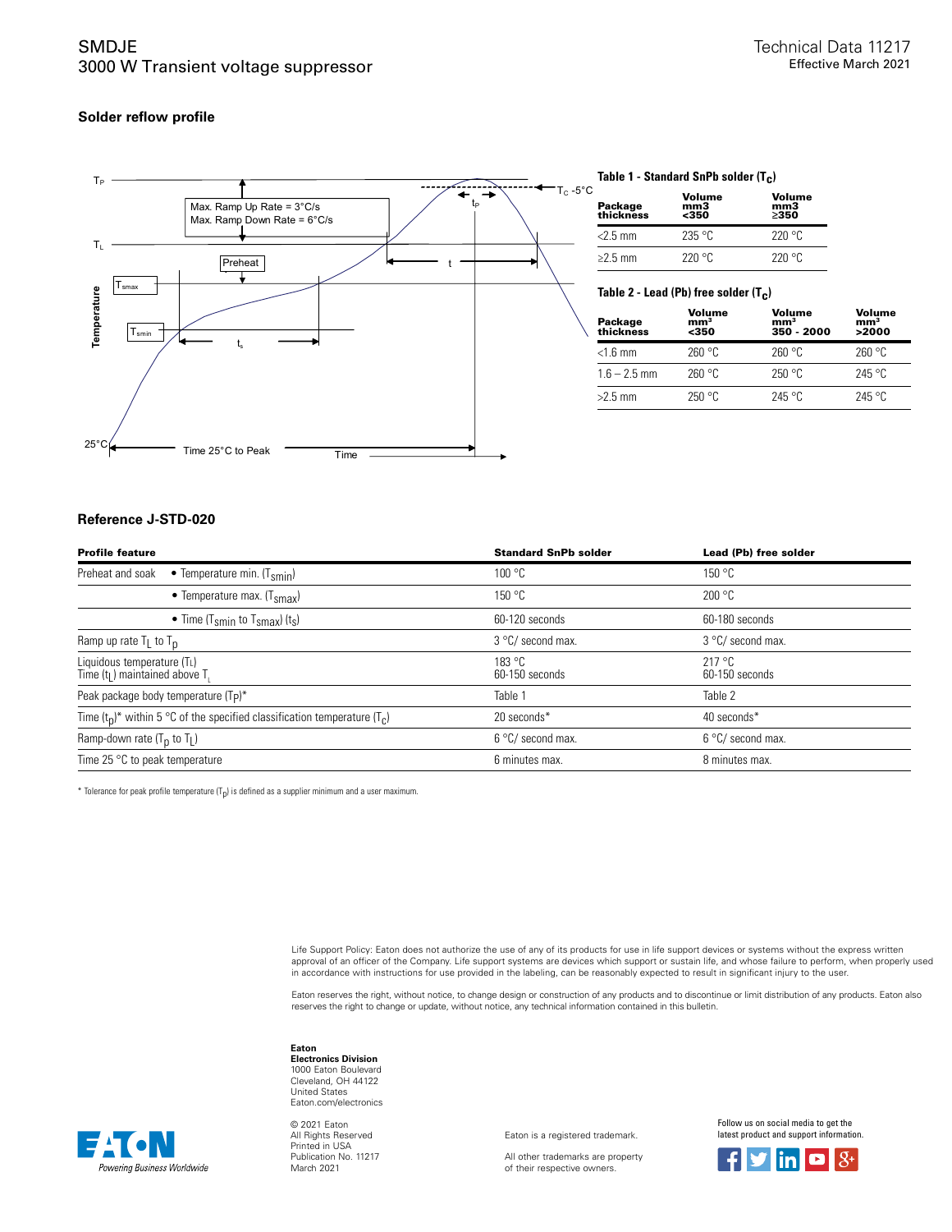## Solder reflow profile

**Table 1 - Standard SnPb solder ($T_C$)**

| Package thickness | Volume mm3 <350 | Volume mm3 ≥350 |
|---|---|---|
| <2.5 mm | 235 °C | 220 °C |
| ≥2.5 mm | 220 °C | 220 °C |

**Table 2 - Lead (Pb) free solder ($T_C$)**

| Package thickness | Volume mm³ <350 | Volume mm³ 350 - 2000 | Volume mm³ >2000 |
|---|---|---|---|
| <1.6 mm | 260 °C | 260 °C | 260 °C |
| 1.6 – 2.5 mm | 260 °C | 250 °C | 245 °C |
| >2.5 mm | 250 °C | 245 °C | 245 °C |

## Reference J-STD-020

| Profile feature | | Standard SnPb solder | Lead (Pb) free solder |
|---|---|---|---|
| Preheat and soak | • Temperature min. ($T_{smin}$) | 100 °C | 150 °C |
| | • Temperature max. ($T_{smax}$) | 150 °C | 200 °C |
| | • Time ($T_{smin}$ to $T_{smax}$) ($t_s$) | 60-120 seconds | 60-180 seconds |
| Ramp up rate $T_L$ to $T_p$ | | 3 °C/ second max. | 3 °C/ second max. |
| Liquidous temperature ($T_L$)<br>Time ($t_L$) maintained above $T_L$ | | 183 °C<br>60-150 seconds | 217 °C<br>60-150 seconds |
| Peak package body temperature (Tp)* | | Table 1 | Table 2 |
| Time ($t_p$)* within 5 °C of the specified classification temperature ($T_c$) | | 20 seconds* | 40 seconds* |
| Ramp-down rate ($T_p$ to $T_L$) | | 6 °C/ second max. | 6 °C/ second max. |
| Time 25 °C to peak temperature | | 6 minutes max. | 8 minutes max. |

* Tolerance for peak profile temperature ($T_p$) is defined as a supplier minimum and a user maximum.

Life Support Policy: Eaton does not authorize the use of any of its products for use in life support devices or systems without the express written approval of an officer of the Company. Life support systems are devices which support or sustain life, and whose failure to perform, when properly used in accordance with instructions for use provided in the labeling, can be reasonably expected to result in significant injury to the user.

Eaton reserves the right, without notice, to change design or construction of any products and to discontinue or limit distribution of any products. Eaton also reserves the right to change or update, without notice, any technical information contained in this bulletin.

**Eaton**
**Electronics Division**
1000 Eaton Boulevard
Cleveland, OH 44122
United States
Eaton.com/electronics

© 2021 Eaton
All Rights Reserved
Printed in USA
Publication No. 11217
March 2021

Eaton is a registered trademark.

All other trademarks are property of their respective owners.

Follow us on social media to get the latest product and support information.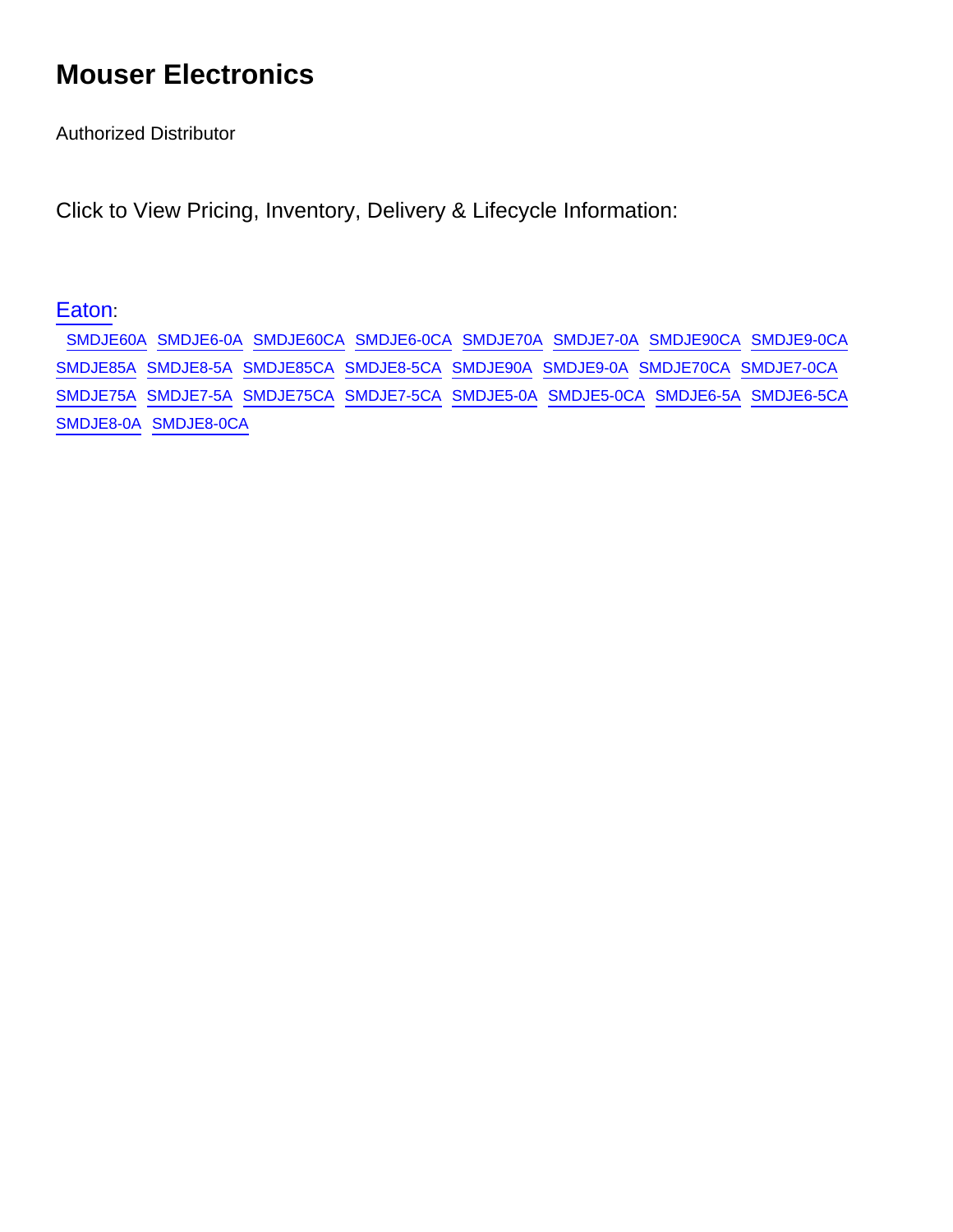# Mouser Electronics

Authorized Distributor

Click to View Pricing, Inventory, Delivery & Lifecycle Information:

Eaton:

SMDJE60A SMDJE6-0A SMDJE60CA SMDJE6-0CA SMDJE70A SMDJE7-0A SMDJE90CA SMDJE9-0CA SMDJE85A SMDJE8-5A SMDJE85CA SMDJE8-5CA SMDJE90A SMDJE9-0A SMDJE70CA SMDJE7-0CA SMDJE75A SMDJE7-5A SMDJE75CA SMDJE7-5CA SMDJE5-0A SMDJE5-0CA SMDJE6-5A SMDJE6-5CA SMDJE8-0A SMDJE8-0CA